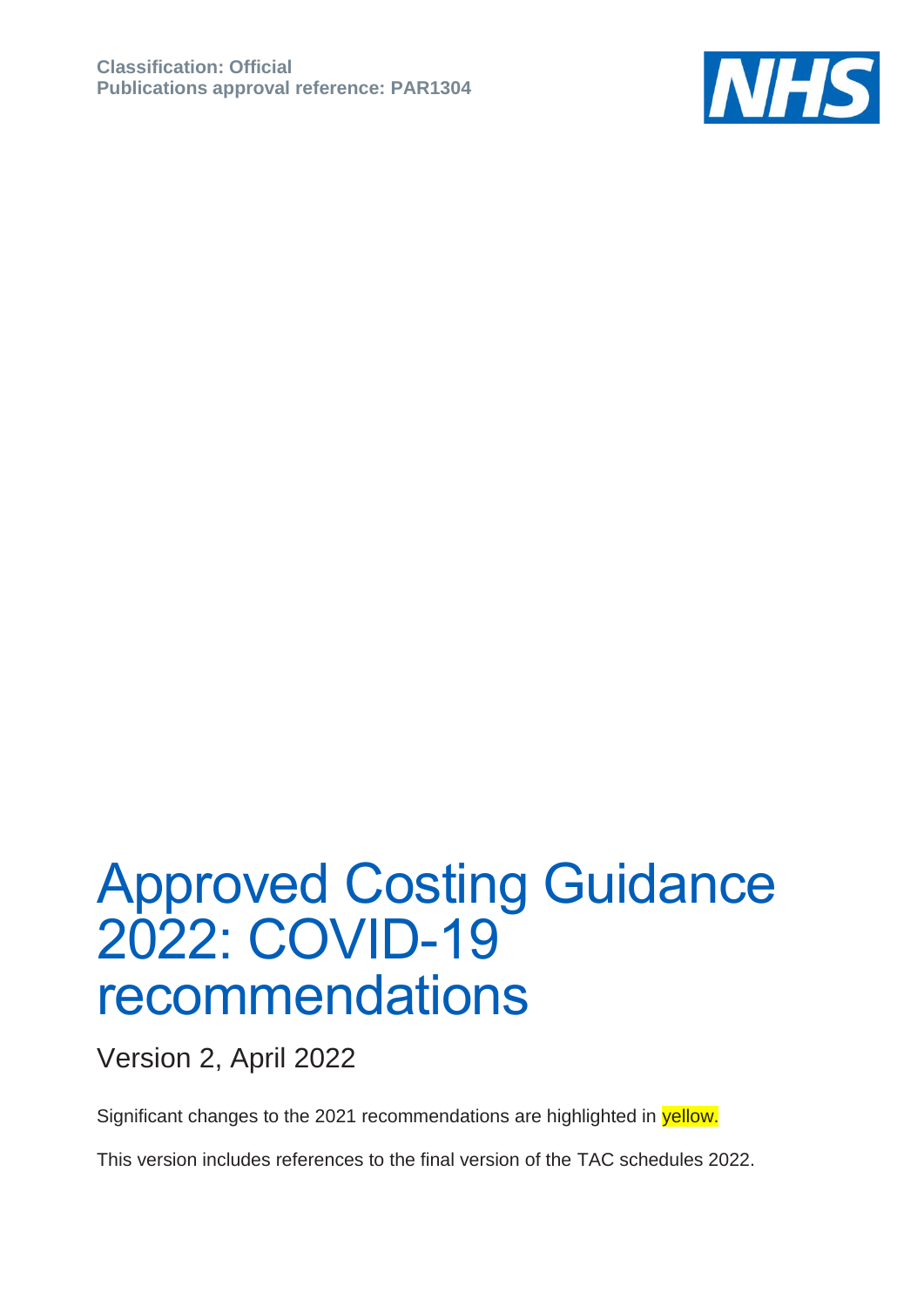**Classification: Official**
**Publications approval reference: PAR1304**

# Approved Costing Guidance 2022: COVID-19 recommendations

Version 2, April 2022

Significant changes to the 2021 recommendations are highlighted in yellow.

This version includes references to the final version of the TAC schedules 2022.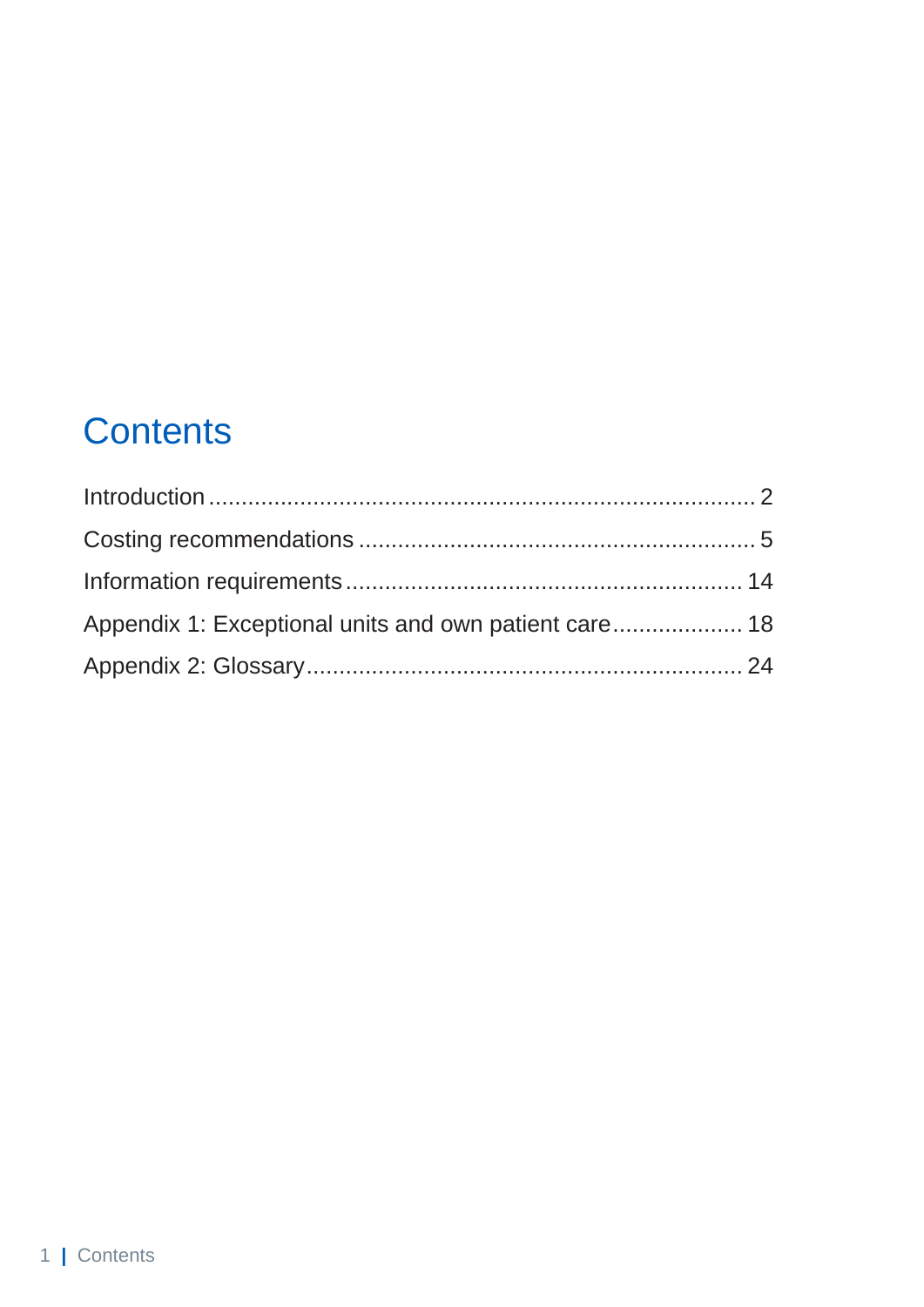# Contents

Introduction .................................................................................. 2

Costing recommendations ........................................................... 5

Information requirements ........................................................... 14

Appendix 1: Exceptional units and own patient care.................... 18

Appendix 2: Glossary.................................................................. 24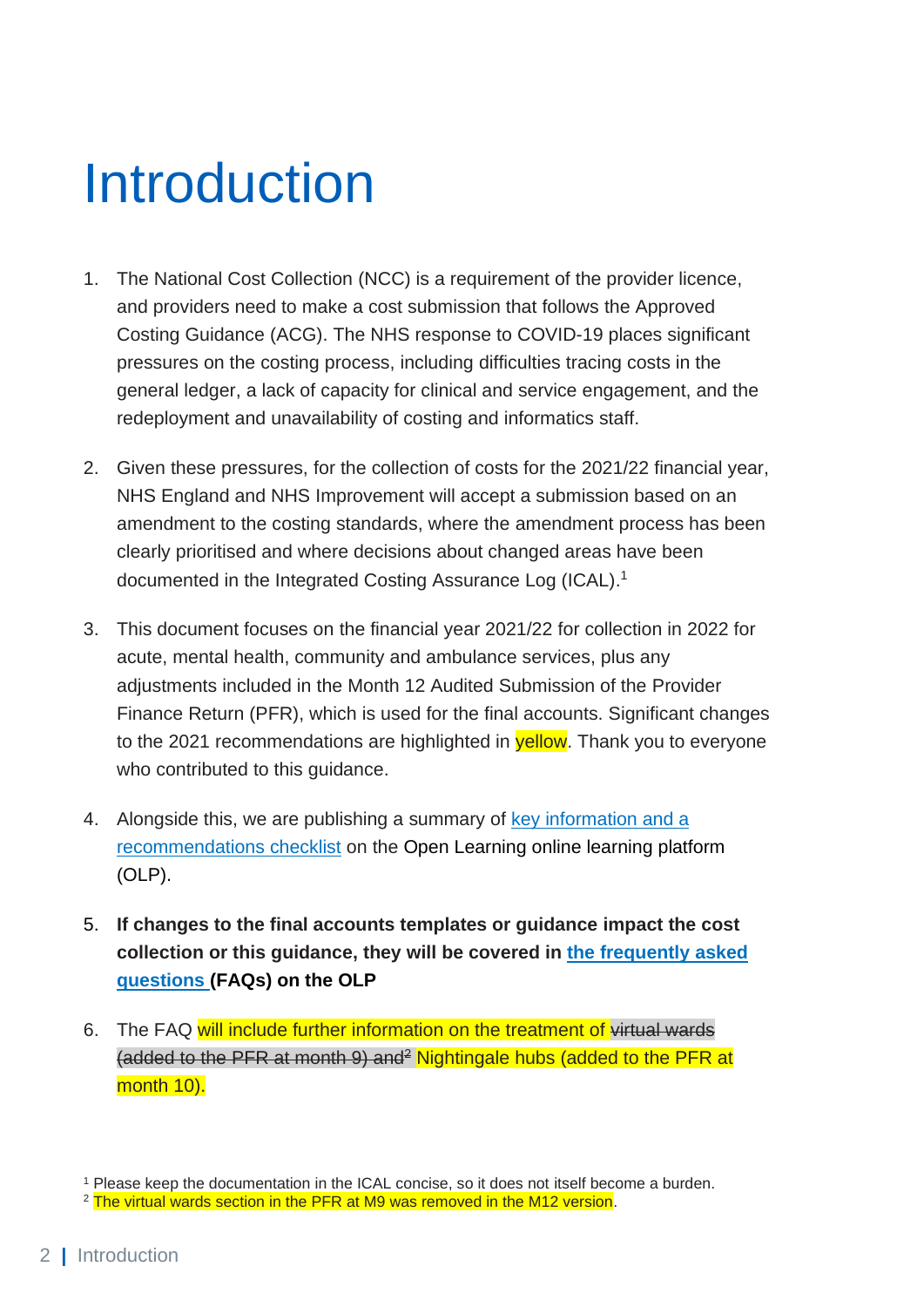# Introduction

1. The National Cost Collection (NCC) is a requirement of the provider licence, and providers need to make a cost submission that follows the Approved Costing Guidance (ACG). The NHS response to COVID-19 places significant pressures on the costing process, including difficulties tracing costs in the general ledger, a lack of capacity for clinical and service engagement, and the redeployment and unavailability of costing and informatics staff.

2. Given these pressures, for the collection of costs for the 2021/22 financial year, NHS England and NHS Improvement will accept a submission based on an amendment to the costing standards, where the amendment process has been clearly prioritised and where decisions about changed areas have been documented in the Integrated Costing Assurance Log (ICAL).[1]

3. This document focuses on the financial year 2021/22 for collection in 2022 for acute, mental health, community and ambulance services, plus any adjustments included in the Month 12 Audited Submission of the Provider Finance Return (PFR), which is used for the final accounts. Significant changes to the 2021 recommendations are highlighted in yellow. Thank you to everyone who contributed to this guidance.

4. Alongside this, we are publishing a summary of key information and a recommendations checklist on the Open Learning online learning platform (OLP).

5. **If changes to the final accounts templates or guidance impact the cost collection or this guidance, they will be covered in the frequently asked questions (FAQs) on the OLP**

6. The FAQ will include further information on the treatment of ~~virtual wards (added to the PFR at month 9) and~~[2] Nightingale hubs (added to the PFR at month 10).

[1] Please keep the documentation in the ICAL concise, so it does not itself become a burden.

[2] The virtual wards section in the PFR at M9 was removed in the M12 version.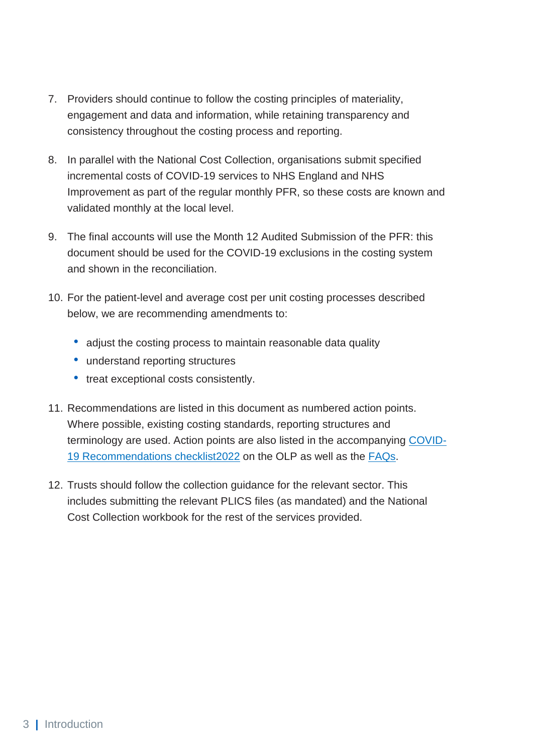7. Providers should continue to follow the costing principles of materiality, engagement and data and information, while retaining transparency and consistency throughout the costing process and reporting.

8. In parallel with the National Cost Collection, organisations submit specified incremental costs of COVID-19 services to NHS England and NHS Improvement as part of the regular monthly PFR, so these costs are known and validated monthly at the local level.

9. The final accounts will use the Month 12 Audited Submission of the PFR: this document should be used for the COVID-19 exclusions in the costing system and shown in the reconciliation.

10. For the patient-level and average cost per unit costing processes described below, we are recommending amendments to:

    - adjust the costing process to maintain reasonable data quality
    - understand reporting structures
    - treat exceptional costs consistently.

11. Recommendations are listed in this document as numbered action points. Where possible, existing costing standards, reporting structures and terminology are used. Action points are also listed in the accompanying COVID-19 Recommendations checklist2022 on the OLP as well as the FAQs.

12. Trusts should follow the collection guidance for the relevant sector. This includes submitting the relevant PLICS files (as mandated) and the National Cost Collection workbook for the rest of the services provided.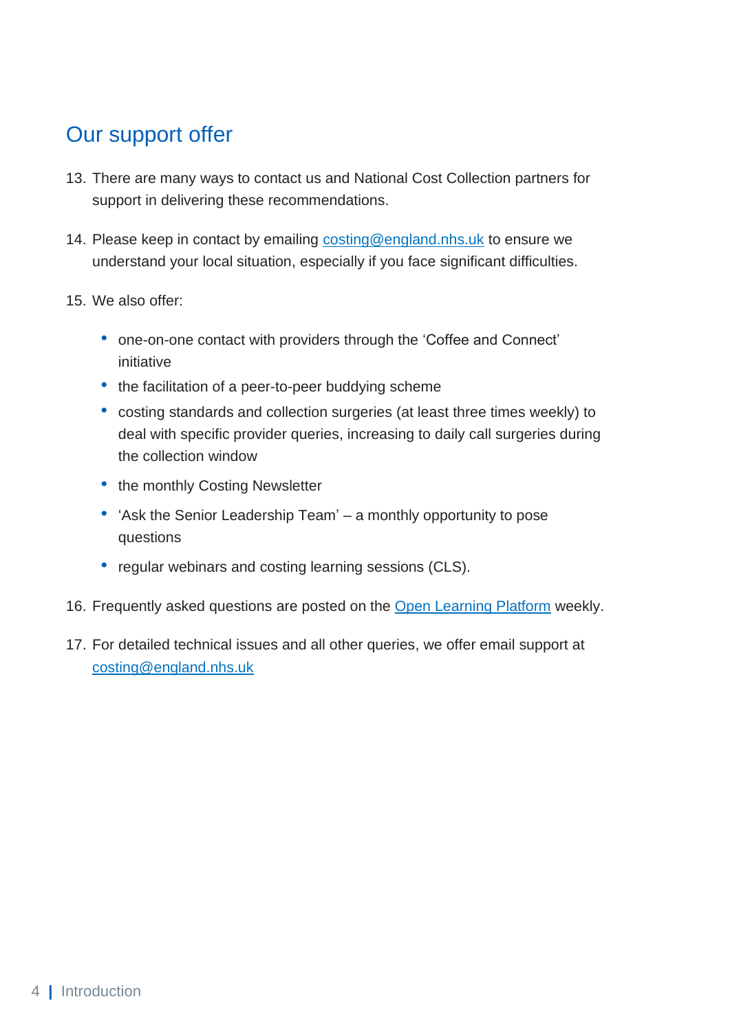## Our support offer

13. There are many ways to contact us and National Cost Collection partners for support in delivering these recommendations.

14. Please keep in contact by emailing [costing@england.nhs.uk](mailto:costing@england.nhs.uk) to ensure we understand your local situation, especially if you face significant difficulties.

15. We also offer:

    - one-on-one contact with providers through the 'Coffee and Connect' initiative
    - the facilitation of a peer-to-peer buddying scheme
    - costing standards and collection surgeries (at least three times weekly) to deal with specific provider queries, increasing to daily call surgeries during the collection window
    - the monthly Costing Newsletter
    - 'Ask the Senior Leadership Team' – a monthly opportunity to pose questions
    - regular webinars and costing learning sessions (CLS).

16. Frequently asked questions are posted on the Open Learning Platform weekly.

17. For detailed technical issues and all other queries, we offer email support at [costing@england.nhs.uk](mailto:costing@england.nhs.uk)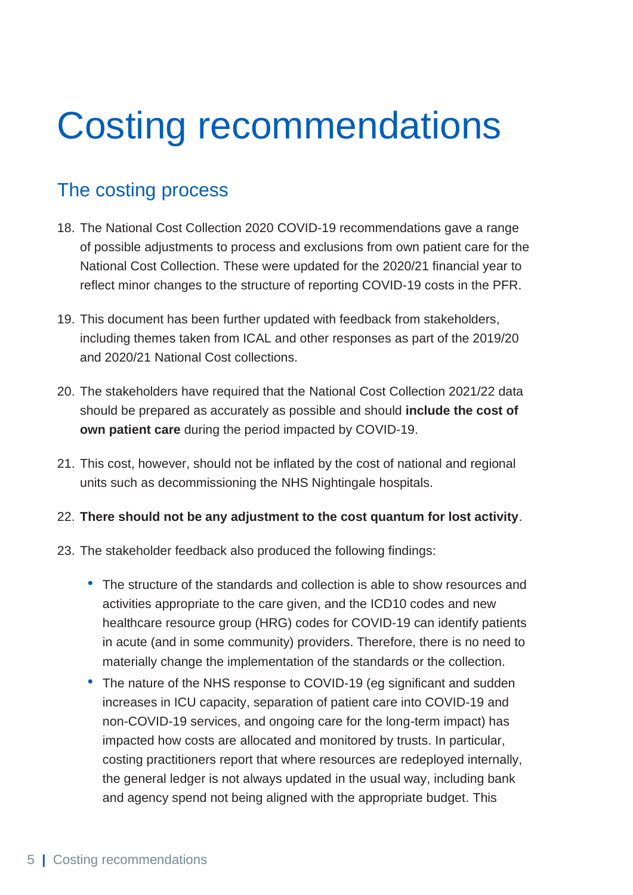# Costing recommendations

## The costing process

18. The National Cost Collection 2020 COVID-19 recommendations gave a range of possible adjustments to process and exclusions from own patient care for the National Cost Collection. These were updated for the 2020/21 financial year to reflect minor changes to the structure of reporting COVID-19 costs in the PFR.

19. This document has been further updated with feedback from stakeholders, including themes taken from ICAL and other responses as part of the 2019/20 and 2020/21 National Cost collections.

20. The stakeholders have required that the National Cost Collection 2021/22 data should be prepared as accurately as possible and should **include the cost of own patient care** during the period impacted by COVID-19.

21. This cost, however, should not be inflated by the cost of national and regional units such as decommissioning the NHS Nightingale hospitals.

22. **There should not be any adjustment to the cost quantum for lost activity**.

23. The stakeholder feedback also produced the following findings:

    - The structure of the standards and collection is able to show resources and activities appropriate to the care given, and the ICD10 codes and new healthcare resource group (HRG) codes for COVID-19 can identify patients in acute (and in some community) providers. Therefore, there is no need to materially change the implementation of the standards or the collection.
    - The nature of the NHS response to COVID-19 (eg significant and sudden increases in ICU capacity, separation of patient care into COVID-19 and non-COVID-19 services, and ongoing care for the long-term impact) has impacted how costs are allocated and monitored by trusts. In particular, costing practitioners report that where resources are redeployed internally, the general ledger is not always updated in the usual way, including bank and agency spend not being aligned with the appropriate budget. This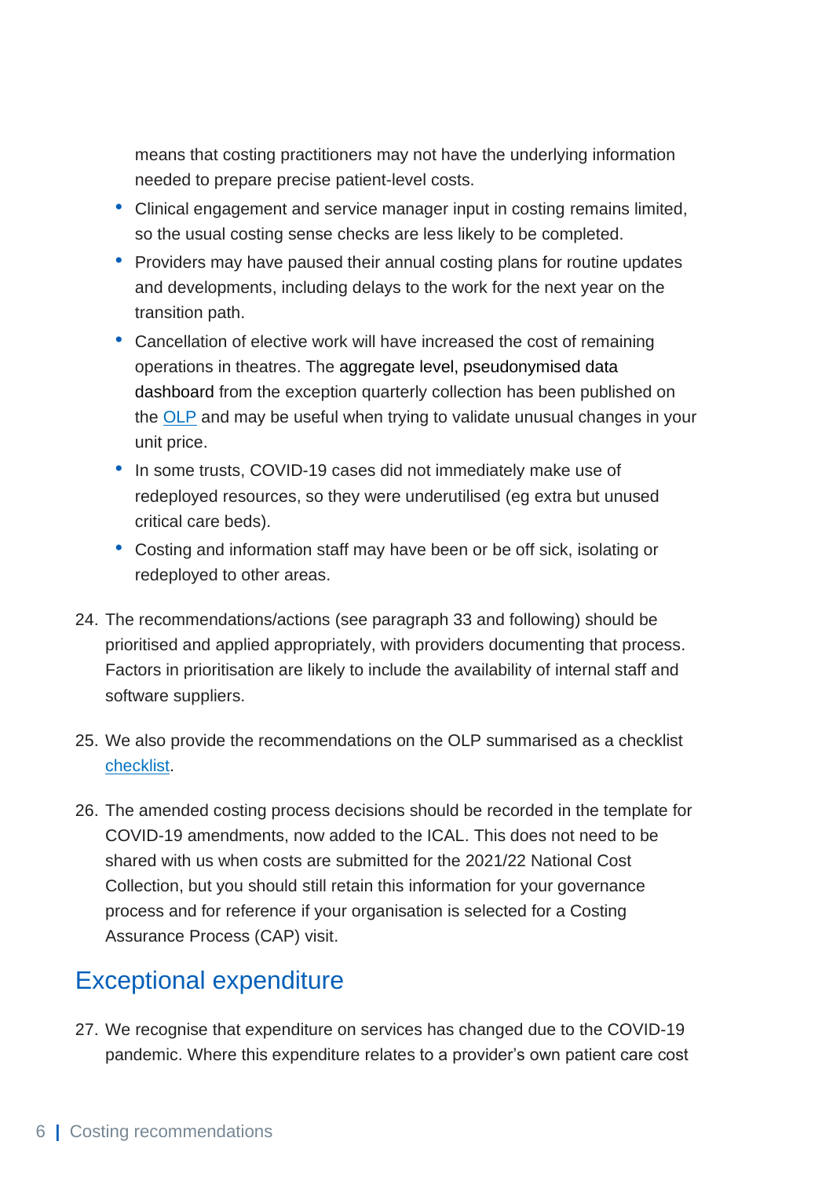means that costing practitioners may not have the underlying information needed to prepare precise patient-level costs.

- Clinical engagement and service manager input in costing remains limited, so the usual costing sense checks are less likely to be completed.
- Providers may have paused their annual costing plans for routine updates and developments, including delays to the work for the next year on the transition path.
- Cancellation of elective work will have increased the cost of remaining operations in theatres. The aggregate level, pseudonymised data dashboard from the exception quarterly collection has been published on the OLP and may be useful when trying to validate unusual changes in your unit price.
- In some trusts, COVID-19 cases did not immediately make use of redeployed resources, so they were underutilised (eg extra but unused critical care beds).
- Costing and information staff may have been or be off sick, isolating or redeployed to other areas.

24. The recommendations/actions (see paragraph 33 and following) should be prioritised and applied appropriately, with providers documenting that process. Factors in prioritisation are likely to include the availability of internal staff and software suppliers.

25. We also provide the recommendations on the OLP summarised as a checklist checklist.

26. The amended costing process decisions should be recorded in the template for COVID-19 amendments, now added to the ICAL. This does not need to be shared with us when costs are submitted for the 2021/22 National Cost Collection, but you should still retain this information for your governance process and for reference if your organisation is selected for a Costing Assurance Process (CAP) visit.

## Exceptional expenditure

27. We recognise that expenditure on services has changed due to the COVID-19 pandemic. Where this expenditure relates to a provider's own patient care cost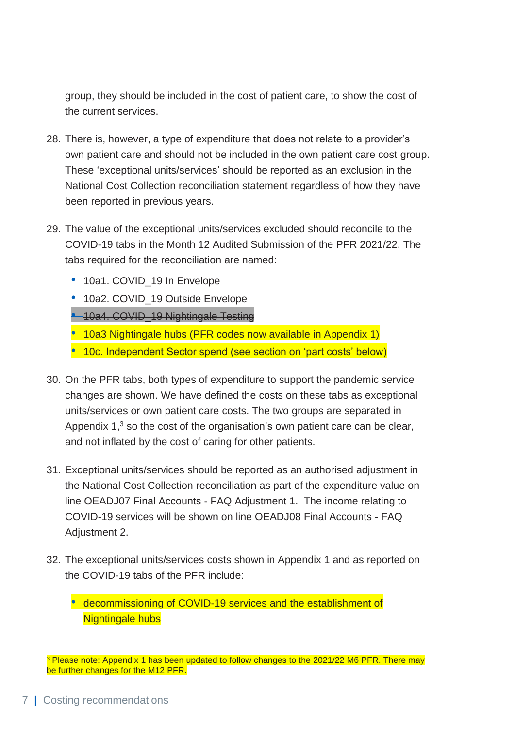group, they should be included in the cost of patient care, to show the cost of the current services.

28. There is, however, a type of expenditure that does not relate to a provider's own patient care and should not be included in the own patient care cost group. These 'exceptional units/services' should be reported as an exclusion in the National Cost Collection reconciliation statement regardless of how they have been reported in previous years.

29. The value of the exceptional units/services excluded should reconcile to the COVID-19 tabs in the Month 12 Audited Submission of the PFR 2021/22. The tabs required for the reconciliation are named:
    - 10a1. COVID_19 In Envelope
    - 10a2. COVID_19 Outside Envelope
    - ~~10a4. COVID_19 Nightingale Testing~~
    - 10a3 Nightingale hubs (PFR codes now available in Appendix 1)
    - 10c. Independent Sector spend (see section on 'part costs' below)

30. On the PFR tabs, both types of expenditure to support the pandemic service changes are shown. We have defined the costs on these tabs as exceptional units/services or own patient care costs. The two groups are separated in Appendix 1,[3] so the cost of the organisation's own patient care can be clear, and not inflated by the cost of caring for other patients.

31. Exceptional units/services should be reported as an authorised adjustment in the National Cost Collection reconciliation as part of the expenditure value on line OEADJ07 Final Accounts - FAQ Adjustment 1. The income relating to COVID-19 services will be shown on line OEADJ08 Final Accounts - FAQ Adjustment 2.

32. The exceptional units/services costs shown in Appendix 1 and as reported on the COVID-19 tabs of the PFR include:
    - decommissioning of COVID-19 services and the establishment of Nightingale hubs

[3] Please note: Appendix 1 has been updated to follow changes to the 2021/22 M6 PFR. There may be further changes for the M12 PFR.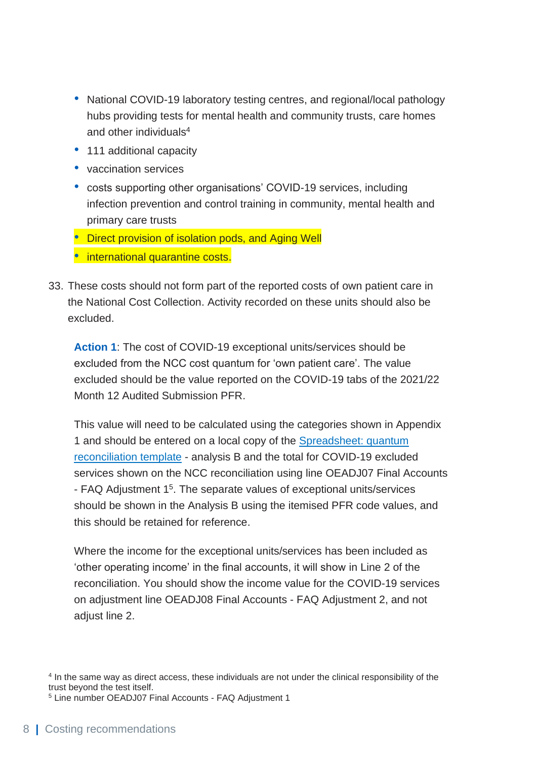- National COVID-19 laboratory testing centres, and regional/local pathology hubs providing tests for mental health and community trusts, care homes and other individuals[4]
- 111 additional capacity
- vaccination services
- costs supporting other organisations' COVID-19 services, including infection prevention and control training in community, mental health and primary care trusts
- Direct provision of isolation pods, and Aging Well
- international quarantine costs.

33. These costs should not form part of the reported costs of own patient care in the National Cost Collection. Activity recorded on these units should also be excluded.

**Action 1**: The cost of COVID-19 exceptional units/services should be excluded from the NCC cost quantum for 'own patient care'. The value excluded should be the value reported on the COVID-19 tabs of the 2021/22 Month 12 Audited Submission PFR.

This value will need to be calculated using the categories shown in Appendix 1 and should be entered on a local copy of the [Spreadsheet: quantum reconciliation template] - analysis B and the total for COVID-19 excluded services shown on the NCC reconciliation using line OEADJ07 Final Accounts - FAQ Adjustment 1[5]. The separate values of exceptional units/services should be shown in the Analysis B using the itemised PFR code values, and this should be retained for reference.

Where the income for the exceptional units/services has been included as 'other operating income' in the final accounts, it will show in Line 2 of the reconciliation. You should show the income value for the COVID-19 services on adjustment line OEADJ08 Final Accounts - FAQ Adjustment 2, and not adjust line 2.

[4] In the same way as direct access, these individuals are not under the clinical responsibility of the trust beyond the test itself.

[5] Line number OEADJ07 Final Accounts - FAQ Adjustment 1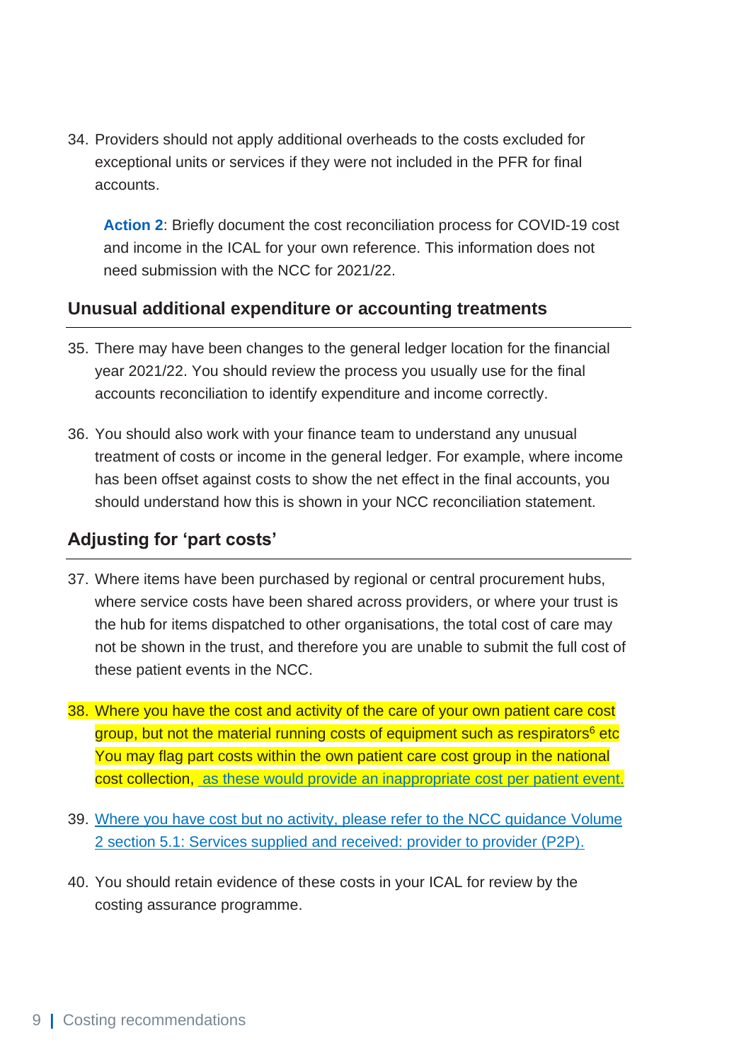34. Providers should not apply additional overheads to the costs excluded for exceptional units or services if they were not included in the PFR for final accounts.

    **Action 2**: Briefly document the cost reconciliation process for COVID-19 cost and income in the ICAL for your own reference. This information does not need submission with the NCC for 2021/22.

## Unusual additional expenditure or accounting treatments

35. There may have been changes to the general ledger location for the financial year 2021/22. You should review the process you usually use for the final accounts reconciliation to identify expenditure and income correctly.

36. You should also work with your finance team to understand any unusual treatment of costs or income in the general ledger. For example, where income has been offset against costs to show the net effect in the final accounts, you should understand how this is shown in your NCC reconciliation statement.

## Adjusting for 'part costs'

37. Where items have been purchased by regional or central procurement hubs, where service costs have been shared across providers, or where your trust is the hub for items dispatched to other organisations, the total cost of care may not be shown in the trust, and therefore you are unable to submit the full cost of these patient events in the NCC.

38. Where you have the cost and activity of the care of your own patient care cost group, but not the material running costs of equipment such as respirators[6] etc You may flag part costs within the own patient care cost group in the national cost collection, as these would provide an inappropriate cost per patient event.

39. Where you have cost but no activity, please refer to the NCC guidance Volume 2 section 5.1: Services supplied and received: provider to provider (P2P).

40. You should retain evidence of these costs in your ICAL for review by the costing assurance programme.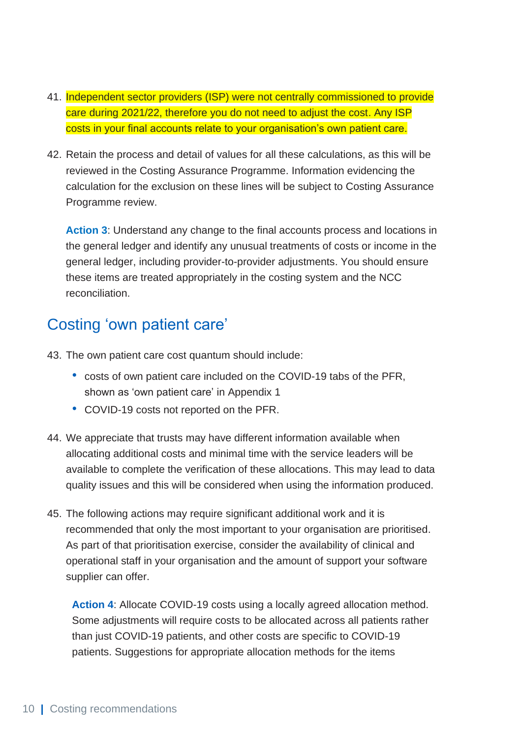41. Independent sector providers (ISP) were not centrally commissioned to provide care during 2021/22, therefore you do not need to adjust the cost. Any ISP costs in your final accounts relate to your organisation's own patient care.

42. Retain the process and detail of values for all these calculations, as this will be reviewed in the Costing Assurance Programme. Information evidencing the calculation for the exclusion on these lines will be subject to Costing Assurance Programme review.

  **Action 3**: Understand any change to the final accounts process and locations in the general ledger and identify any unusual treatments of costs or income in the general ledger, including provider-to-provider adjustments. You should ensure these items are treated appropriately in the costing system and the NCC reconciliation.

## Costing 'own patient care'

43. The own patient care cost quantum should include:
    - costs of own patient care included on the COVID-19 tabs of the PFR, shown as 'own patient care' in Appendix 1
    - COVID-19 costs not reported on the PFR.

44. We appreciate that trusts may have different information available when allocating additional costs and minimal time with the service leaders will be available to complete the verification of these allocations. This may lead to data quality issues and this will be considered when using the information produced.

45. The following actions may require significant additional work and it is recommended that only the most important to your organisation are prioritised. As part of that prioritisation exercise, consider the availability of clinical and operational staff in your organisation and the amount of support your software supplier can offer.

  **Action 4**: Allocate COVID-19 costs using a locally agreed allocation method. Some adjustments will require costs to be allocated across all patients rather than just COVID-19 patients, and other costs are specific to COVID-19 patients. Suggestions for appropriate allocation methods for the items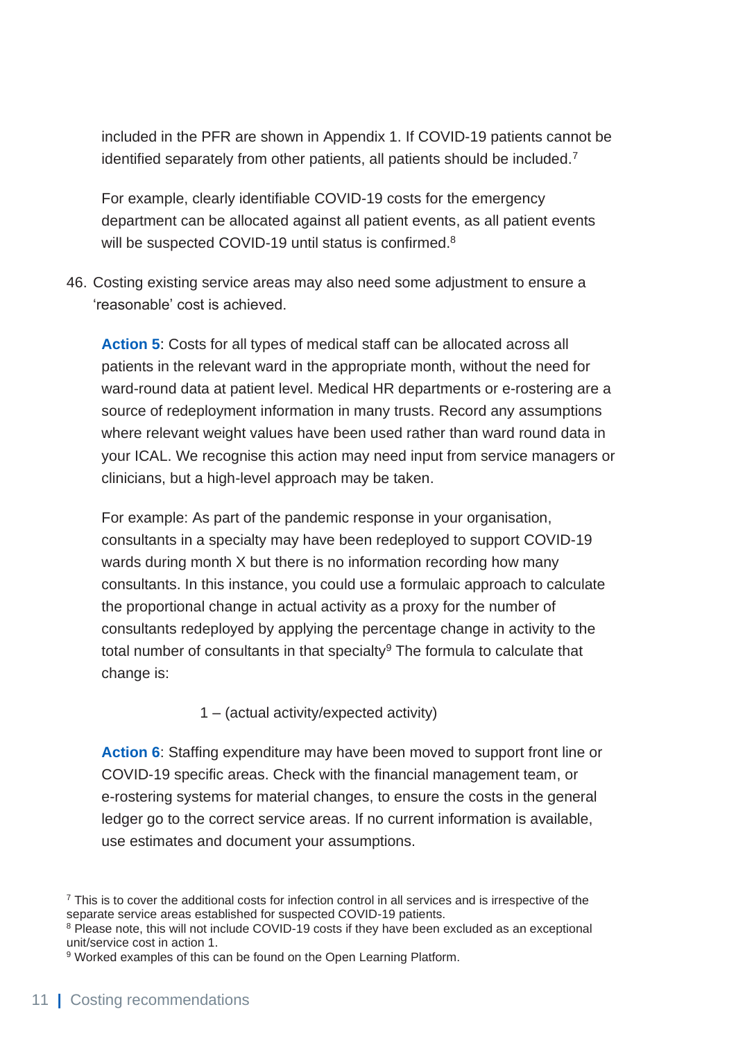included in the PFR are shown in Appendix 1. If COVID-19 patients cannot be identified separately from other patients, all patients should be included.[7]

For example, clearly identifiable COVID-19 costs for the emergency department can be allocated against all patient events, as all patient events will be suspected COVID-19 until status is confirmed.[8]

46. Costing existing service areas may also need some adjustment to ensure a 'reasonable' cost is achieved.

**Action 5**: Costs for all types of medical staff can be allocated across all patients in the relevant ward in the appropriate month, without the need for ward-round data at patient level. Medical HR departments or e-rostering are a source of redeployment information in many trusts. Record any assumptions where relevant weight values have been used rather than ward round data in your ICAL. We recognise this action may need input from service managers or clinicians, but a high-level approach may be taken.

For example: As part of the pandemic response in your organisation, consultants in a specialty may have been redeployed to support COVID-19 wards during month X but there is no information recording how many consultants. In this instance, you could use a formulaic approach to calculate the proportional change in actual activity as a proxy for the number of consultants redeployed by applying the percentage change in activity to the total number of consultants in that specialty[9] The formula to calculate that change is:

$$1 – (\text{actual activity}/\text{expected activity})$$

**Action 6**: Staffing expenditure may have been moved to support front line or COVID-19 specific areas. Check with the financial management team, or e-rostering systems for material changes, to ensure the costs in the general ledger go to the correct service areas. If no current information is available, use estimates and document your assumptions.

---

[7] This is to cover the additional costs for infection control in all services and is irrespective of the separate service areas established for suspected COVID-19 patients.

[8] Please note, this will not include COVID-19 costs if they have been excluded as an exceptional unit/service cost in action 1.

[9] Worked examples of this can be found on the Open Learning Platform.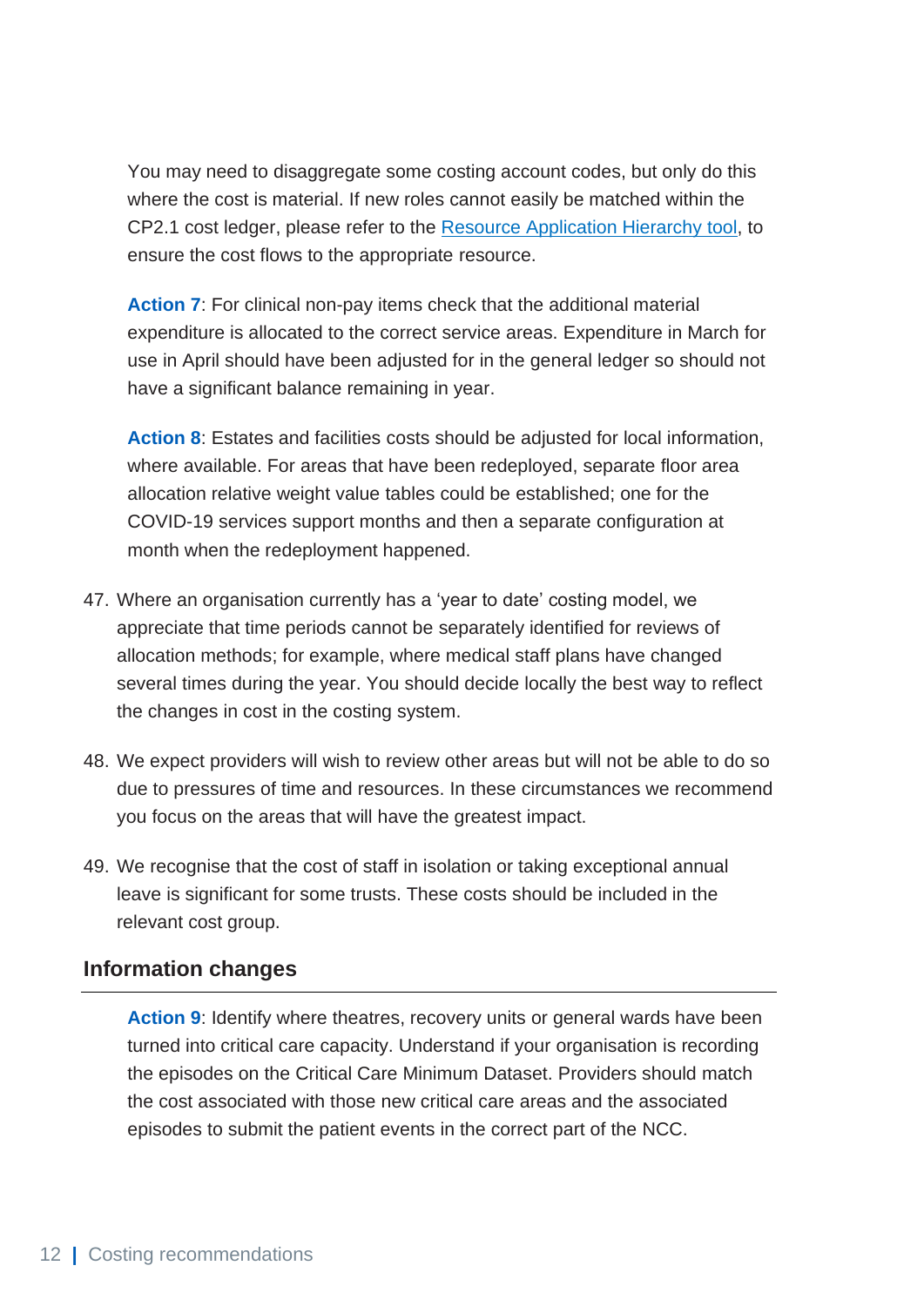You may need to disaggregate some costing account codes, but only do this where the cost is material. If new roles cannot easily be matched within the CP2.1 cost ledger, please refer to the Resource Application Hierarchy tool, to ensure the cost flows to the appropriate resource.

**Action 7**: For clinical non-pay items check that the additional material expenditure is allocated to the correct service areas. Expenditure in March for use in April should have been adjusted for in the general ledger so should not have a significant balance remaining in year.

**Action 8**: Estates and facilities costs should be adjusted for local information, where available. For areas that have been redeployed, separate floor area allocation relative weight value tables could be established; one for the COVID-19 services support months and then a separate configuration at month when the redeployment happened.

47. Where an organisation currently has a 'year to date' costing model, we appreciate that time periods cannot be separately identified for reviews of allocation methods; for example, where medical staff plans have changed several times during the year. You should decide locally the best way to reflect the changes in cost in the costing system.

48. We expect providers will wish to review other areas but will not be able to do so due to pressures of time and resources. In these circumstances we recommend you focus on the areas that will have the greatest impact.

49. We recognise that the cost of staff in isolation or taking exceptional annual leave is significant for some trusts. These costs should be included in the relevant cost group.

### Information changes

**Action 9**: Identify where theatres, recovery units or general wards have been turned into critical care capacity. Understand if your organisation is recording the episodes on the Critical Care Minimum Dataset. Providers should match the cost associated with those new critical care areas and the associated episodes to submit the patient events in the correct part of the NCC.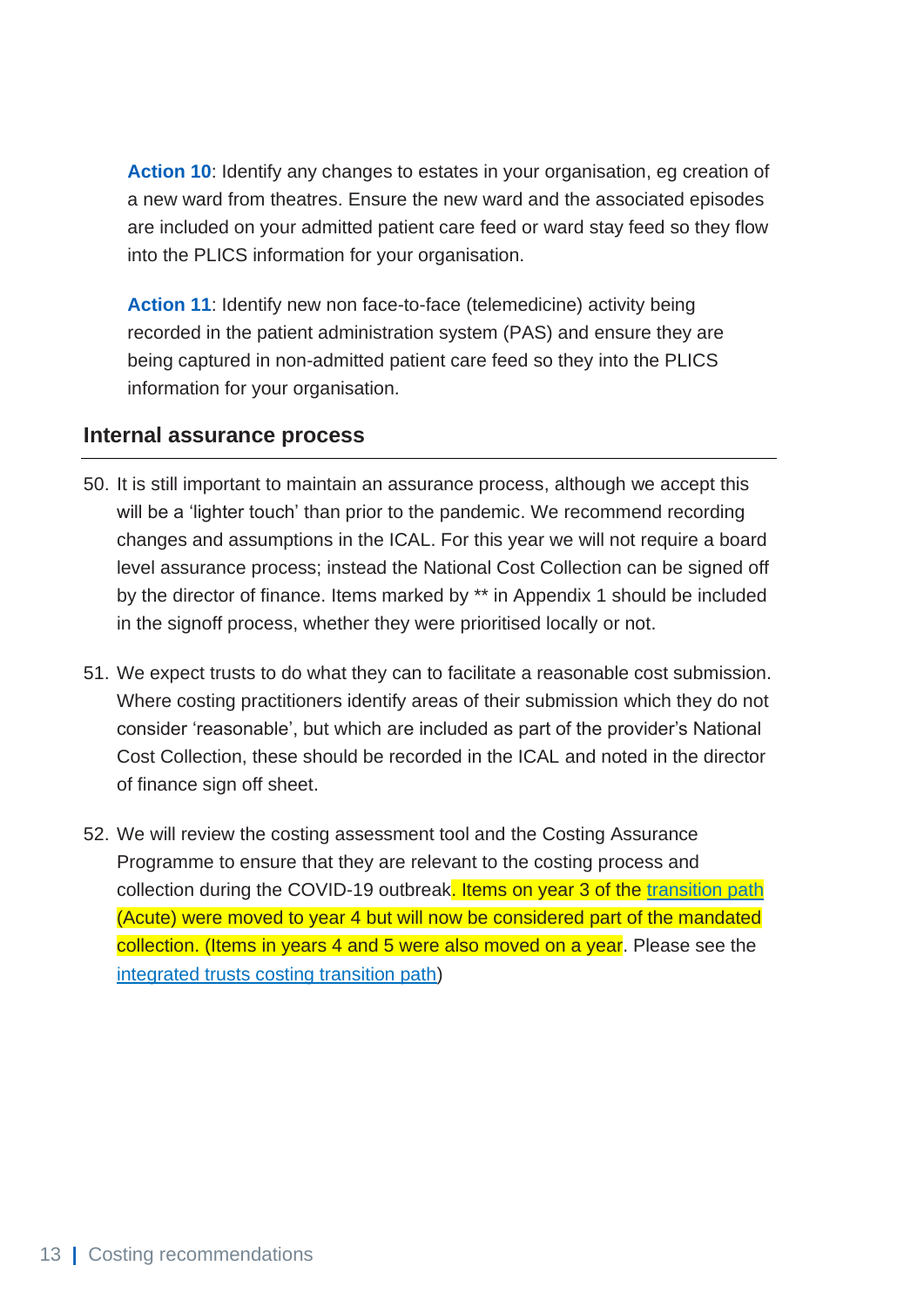**Action 10**: Identify any changes to estates in your organisation, eg creation of a new ward from theatres. Ensure the new ward and the associated episodes are included on your admitted patient care feed or ward stay feed so they flow into the PLICS information for your organisation.

**Action 11**: Identify new non face-to-face (telemedicine) activity being recorded in the patient administration system (PAS) and ensure they are being captured in non-admitted patient care feed so they into the PLICS information for your organisation.

## Internal assurance process

50. It is still important to maintain an assurance process, although we accept this will be a 'lighter touch' than prior to the pandemic. We recommend recording changes and assumptions in the ICAL. For this year we will not require a board level assurance process; instead the National Cost Collection can be signed off by the director of finance. Items marked by ** in Appendix 1 should be included in the signoff process, whether they were prioritised locally or not.

51. We expect trusts to do what they can to facilitate a reasonable cost submission. Where costing practitioners identify areas of their submission which they do not consider 'reasonable', but which are included as part of the provider's National Cost Collection, these should be recorded in the ICAL and noted in the director of finance sign off sheet.

52. We will review the costing assessment tool and the Costing Assurance Programme to ensure that they are relevant to the costing process and collection during the COVID-19 outbreak. Items on year 3 of the transition path (Acute) were moved to year 4 but will now be considered part of the mandated collection. (Items in years 4 and 5 were also moved on a year. Please see the integrated trusts costing transition path)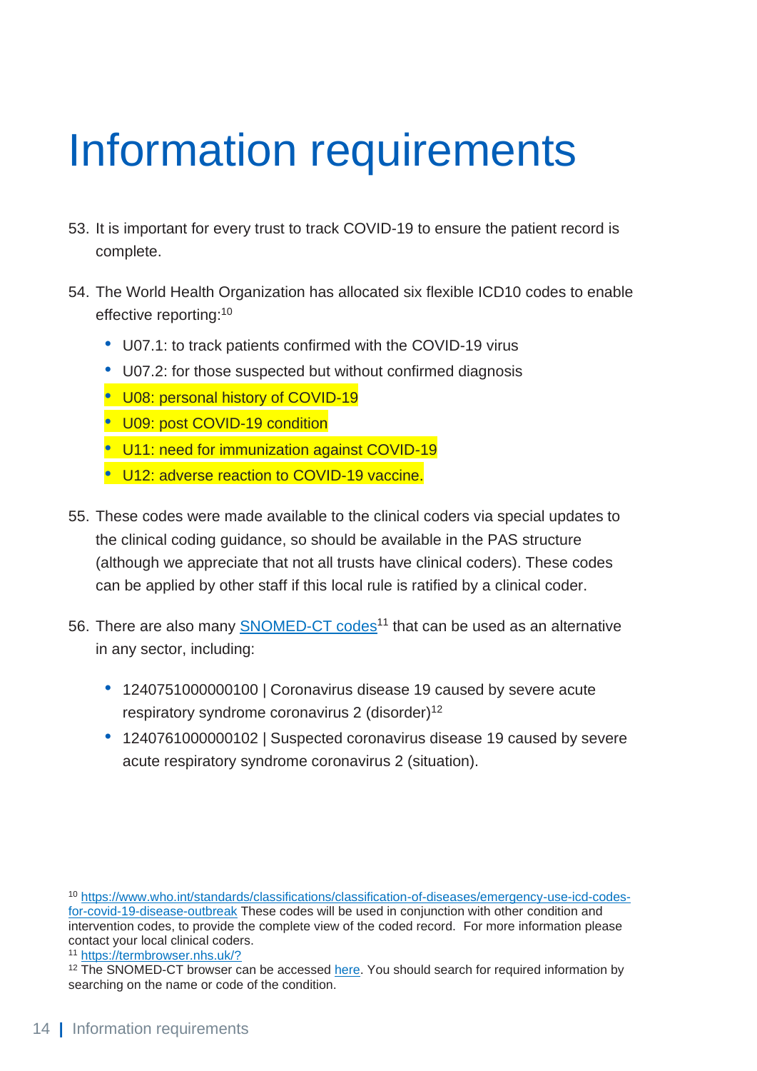# Information requirements

53. It is important for every trust to track COVID-19 to ensure the patient record is complete.

54. The World Health Organization has allocated six flexible ICD10 codes to enable effective reporting:[10]

    - U07.1: to track patients confirmed with the COVID-19 virus
    - U07.2: for those suspected but without confirmed diagnosis
    - U08: personal history of COVID-19
    - U09: post COVID-19 condition
    - U11: need for immunization against COVID-19
    - U12: adverse reaction to COVID-19 vaccine.

55. These codes were made available to the clinical coders via special updates to the clinical coding guidance, so should be available in the PAS structure (although we appreciate that not all trusts have clinical coders). These codes can be applied by other staff if this local rule is ratified by a clinical coder.

56. There are also many [SNOMED-CT codes](https://termbrowser.nhs.uk/?)[11] that can be used as an alternative in any sector, including:

    - 1240751000000100 | Coronavirus disease 19 caused by severe acute respiratory syndrome coronavirus 2 (disorder)[12]
    - 1240761000000102 | Suspected coronavirus disease 19 caused by severe acute respiratory syndrome coronavirus 2 (situation).

---

[10] https://www.who.int/standards/classifications/classification-of-diseases/emergency-use-icd-codes-for-covid-19-disease-outbreak These codes will be used in conjunction with other condition and intervention codes, to provide the complete view of the coded record. For more information please contact your local clinical coders.

[11] https://termbrowser.nhs.uk/?

[12] The SNOMED-CT browser can be accessed here. You should search for required information by searching on the name or code of the condition.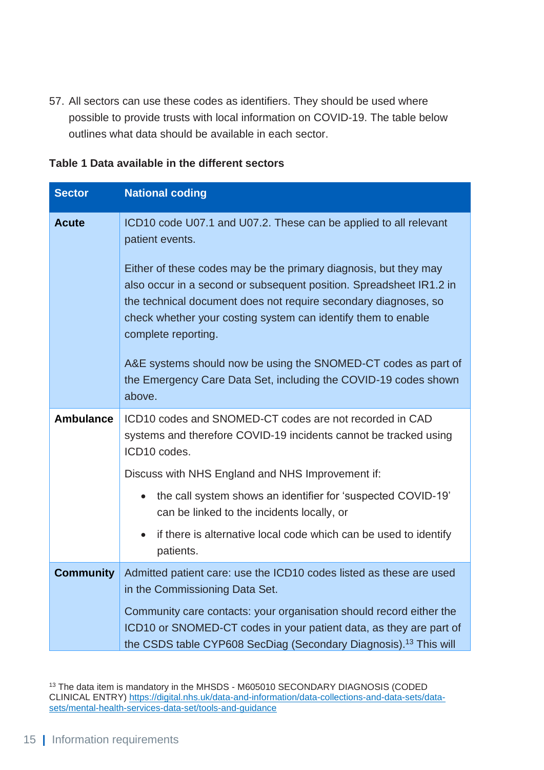57. All sectors can use these codes as identifiers. They should be used where possible to provide trusts with local information on COVID-19. The table below outlines what data should be available in each sector.

**Table 1 Data available in the different sectors**

| Sector | National coding |
|---|---|
| **Acute** | ICD10 code U07.1 and U07.2. These can be applied to all relevant patient events.<br><br>Either of these codes may be the primary diagnosis, but they may also occur in a second or subsequent position. Spreadsheet IR1.2 in the technical document does not require secondary diagnoses, so check whether your costing system can identify them to enable complete reporting.<br><br>A&E systems should now be using the SNOMED-CT codes as part of the Emergency Care Data Set, including the COVID-19 codes shown above. |
| **Ambulance** | ICD10 codes and SNOMED-CT codes are not recorded in CAD systems and therefore COVID-19 incidents cannot be tracked using ICD10 codes.<br><br>Discuss with NHS England and NHS Improvement if:<br>• the call system shows an identifier for 'suspected COVID-19' can be linked to the incidents locally, or<br>• if there is alternative local code which can be used to identify patients. |
| **Community** | Admitted patient care: use the ICD10 codes listed as these are used in the Commissioning Data Set.<br><br>Community care contacts: your organisation should record either the ICD10 or SNOMED-CT codes in your patient data, as they are part of the CSDS table CYP608 SecDiag (Secondary Diagnosis).[13] This will |

[13] The data item is mandatory in the MHSDS - M605010 SECONDARY DIAGNOSIS (CODED CLINICAL ENTRY) https://digital.nhs.uk/data-and-information/data-collections-and-data-sets/data-sets/mental-health-services-data-set/tools-and-guidance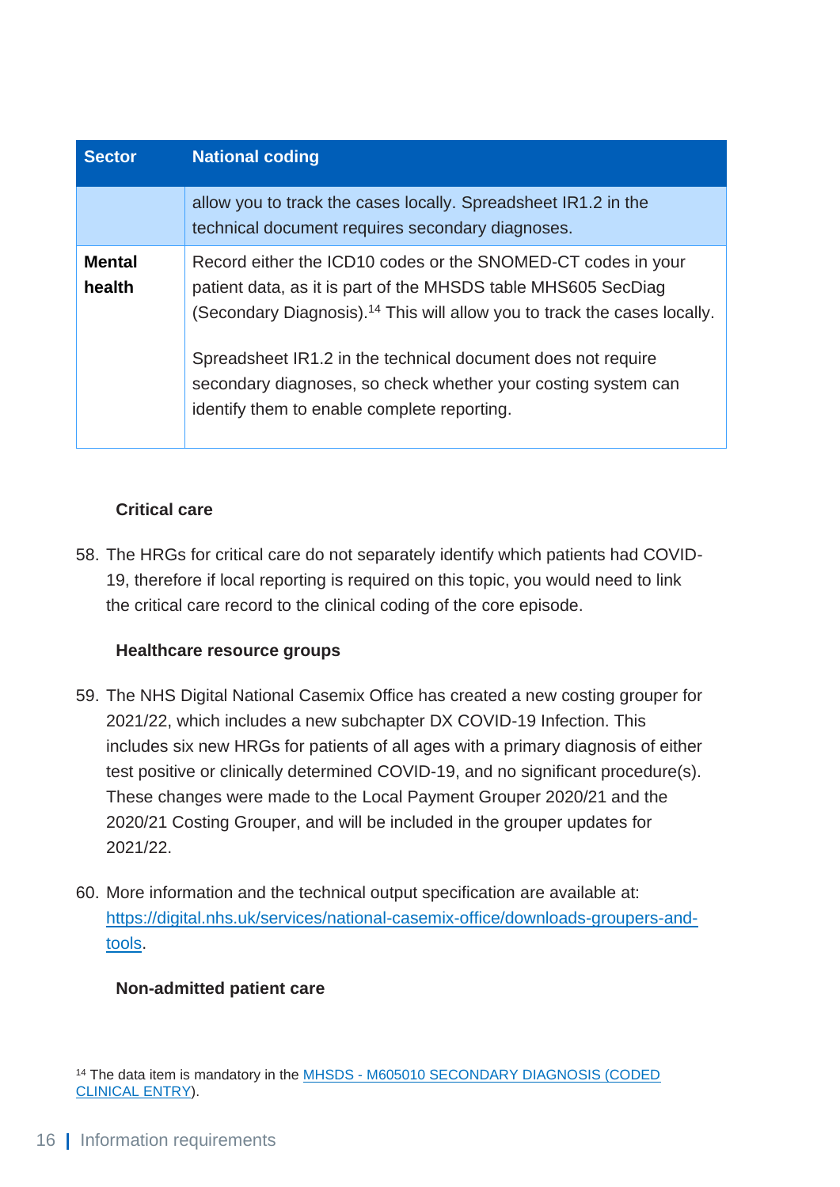| Sector | National coding |
| --- | --- |
| | allow you to track the cases locally. Spreadsheet IR1.2 in the technical document requires secondary diagnoses. |
| **Mental health** | Record either the ICD10 codes or the SNOMED-CT codes in your patient data, as it is part of the MHSDS table MHS605 SecDiag (Secondary Diagnosis).[14] This will allow you to track the cases locally.<br><br>Spreadsheet IR1.2 in the technical document does not require secondary diagnoses, so check whether your costing system can identify them to enable complete reporting. |

#### Critical care

58. The HRGs for critical care do not separately identify which patients had COVID-19, therefore if local reporting is required on this topic, you would need to link the critical care record to the clinical coding of the core episode.

#### Healthcare resource groups

59. The NHS Digital National Casemix Office has created a new costing grouper for 2021/22, which includes a new subchapter DX COVID-19 Infection. This includes six new HRGs for patients of all ages with a primary diagnosis of either test positive or clinically determined COVID-19, and no significant procedure(s). These changes were made to the Local Payment Grouper 2020/21 and the 2020/21 Costing Grouper, and will be included in the grouper updates for 2021/22.

60. More information and the technical output specification are available at: [https://digital.nhs.uk/services/national-casemix-office/downloads-groupers-and-tools](https://digital.nhs.uk/services/national-casemix-office/downloads-groupers-and-tools).

#### Non-admitted patient care

[14] The data item is mandatory in the MHSDS - M605010 SECONDARY DIAGNOSIS (CODED CLINICAL ENTRY).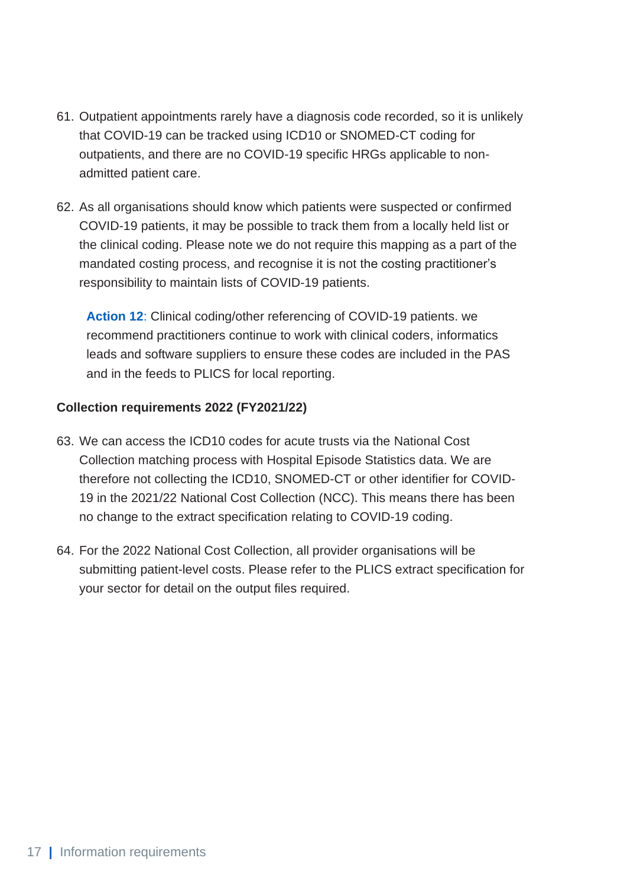61. Outpatient appointments rarely have a diagnosis code recorded, so it is unlikely that COVID-19 can be tracked using ICD10 or SNOMED-CT coding for outpatients, and there are no COVID-19 specific HRGs applicable to non-admitted patient care.

62. As all organisations should know which patients were suspected or confirmed COVID-19 patients, it may be possible to track them from a locally held list or the clinical coding. Please note we do not require this mapping as a part of the mandated costing process, and recognise it is not the costing practitioner's responsibility to maintain lists of COVID-19 patients.

> **Action 12**: Clinical coding/other referencing of COVID-19 patients. we recommend practitioners continue to work with clinical coders, informatics leads and software suppliers to ensure these codes are included in the PAS and in the feeds to PLICS for local reporting.

**Collection requirements 2022 (FY2021/22)**

63. We can access the ICD10 codes for acute trusts via the National Cost Collection matching process with Hospital Episode Statistics data. We are therefore not collecting the ICD10, SNOMED-CT or other identifier for COVID-19 in the 2021/22 National Cost Collection (NCC). This means there has been no change to the extract specification relating to COVID-19 coding.

64. For the 2022 National Cost Collection, all provider organisations will be submitting patient-level costs. Please refer to the PLICS extract specification for your sector for detail on the output files required.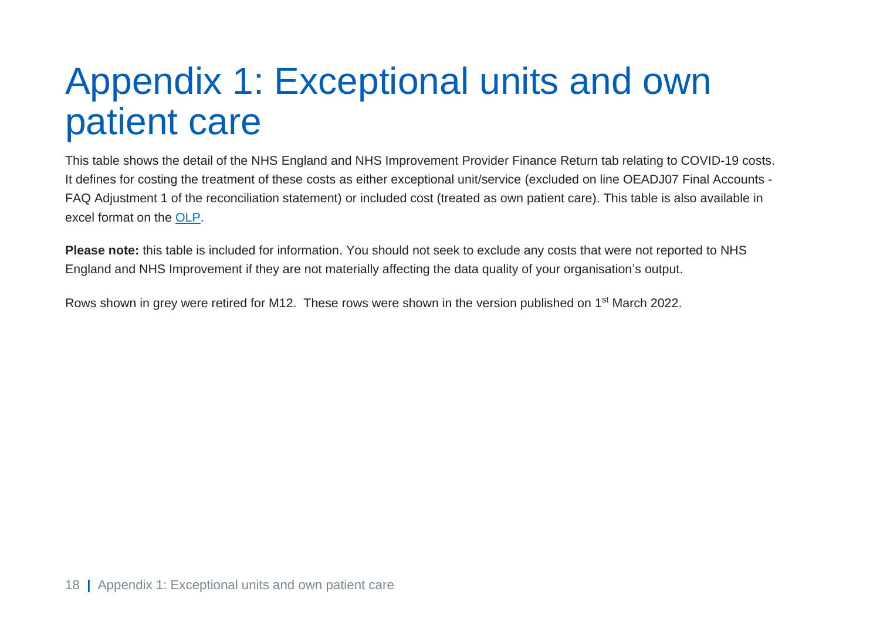# Appendix 1: Exceptional units and own patient care

This table shows the detail of the NHS England and NHS Improvement Provider Finance Return tab relating to COVID-19 costs. It defines for costing the treatment of these costs as either exceptional unit/service (excluded on line OEADJ07 Final Accounts - FAQ Adjustment 1 of the reconciliation statement) or included cost (treated as own patient care). This table is also available in excel format on the [OLP](OLP).

**Please note:** this table is included for information. You should not seek to exclude any costs that were not reported to NHS England and NHS Improvement if they are not materially affecting the data quality of your organisation's output.

Rows shown in grey were retired for M12. These rows were shown in the version published on 1st March 2022.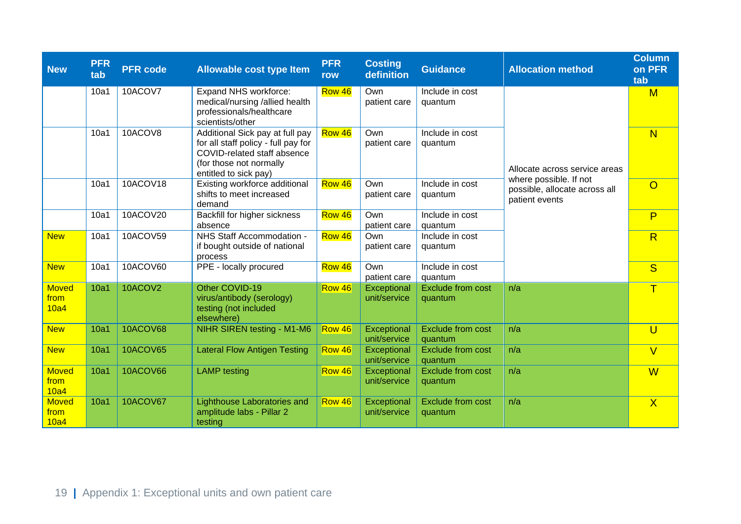| New | PFR tab | PFR code | Allowable cost type Item | PFR row | Costing definition | Guidance | Allocation method | Column on PFR tab |
|---|---|---|---|---|---|---|---|---|
| | 10a1 | 10ACOV7 | Expand NHS workforce: medical/nursing /allied health professionals/healthcare scientists/other | Row 46 | Own patient care | Include in cost quantum | Allocate across service areas where possible. If not possible, allocate across all patient events | M |
| | 10a1 | 10ACOV8 | Additional Sick pay at full pay for all staff policy - full pay for COVID-related staff absence (for those not normally entitled to sick pay) | Row 46 | Own patient care | Include in cost quantum | | N |
| | 10a1 | 10ACOV18 | Existing workforce additional shifts to meet increased demand | Row 46 | Own patient care | Include in cost quantum | | O |
| | 10a1 | 10ACOV20 | Backfill for higher sickness absence | Row 46 | Own patient care | Include in cost quantum | | P |
| New | 10a1 | 10ACOV59 | NHS Staff Accommodation - if bought outside of national process | Row 46 | Own patient care | Include in cost quantum | | R |
| New | 10a1 | 10ACOV60 | PPE - locally procured | Row 46 | Own patient care | Include in cost quantum | | S |
| Moved from 10a4 | 10a1 | 10ACOV2 | Other COVID-19 virus/antibody (serology) testing (not included elsewhere) | Row 46 | Exceptional unit/service | Exclude from cost quantum | n/a | T |
| New | 10a1 | 10ACOV68 | NIHR SIREN testing - M1-M6 | Row 46 | Exceptional unit/service | Exclude from cost quantum | n/a | U |
| New | 10a1 | 10ACOV65 | Lateral Flow Antigen Testing | Row 46 | Exceptional unit/service | Exclude from cost quantum | n/a | V |
| Moved from 10a4 | 10a1 | 10ACOV66 | LAMP testing | Row 46 | Exceptional unit/service | Exclude from cost quantum | n/a | W |
| Moved from 10a4 | 10a1 | 10ACOV67 | Lighthouse Laboratories and amplitude labs - Pillar 2 testing | Row 46 | Exceptional unit/service | Exclude from cost quantum | n/a | X |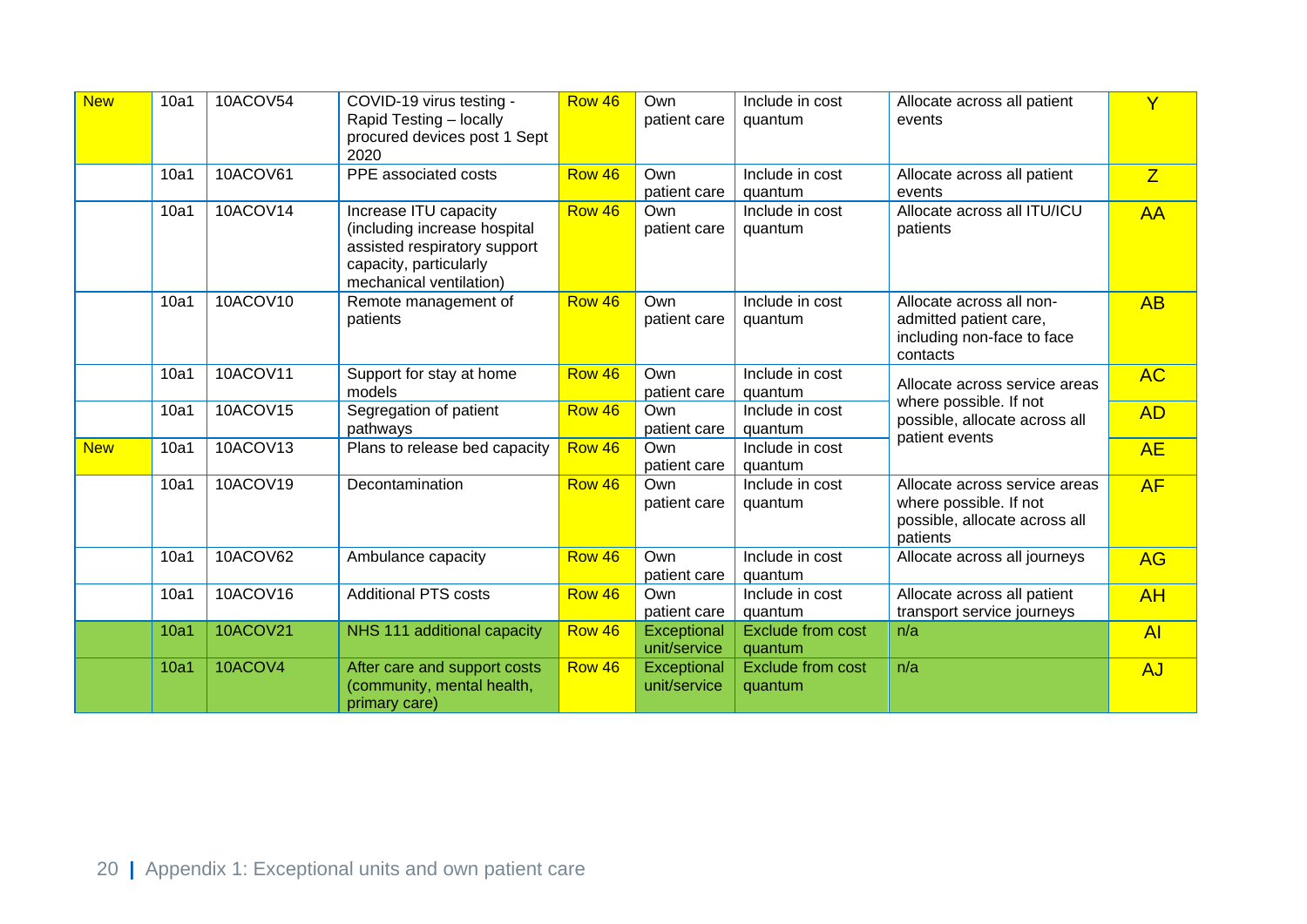| New | 10a1 | 10ACOV54 | COVID-19 virus testing - Rapid Testing – locally procured devices post 1 Sept 2020 | Row 46 | Own patient care | Include in cost quantum | Allocate across all patient events | Y |
|---|---|---|---|---|---|---|---|---|
| | 10a1 | 10ACOV61 | PPE associated costs | Row 46 | Own patient care | Include in cost quantum | Allocate across all patient events | Z |
| | 10a1 | 10ACOV14 | Increase ITU capacity (including increase hospital assisted respiratory support capacity, particularly mechanical ventilation) | Row 46 | Own patient care | Include in cost quantum | Allocate across all ITU/ICU patients | AA |
| | 10a1 | 10ACOV10 | Remote management of patients | Row 46 | Own patient care | Include in cost quantum | Allocate across all non-admitted patient care, including non-face to face contacts | AB |
| | 10a1 | 10ACOV11 | Support for stay at home models | Row 46 | Own patient care | Include in cost quantum | Allocate across service areas where possible. If not possible, allocate across all patient events | AC |
| | 10a1 | 10ACOV15 | Segregation of patient pathways | Row 46 | Own patient care | Include in cost quantum | | AD |
| New | 10a1 | 10ACOV13 | Plans to release bed capacity | Row 46 | Own patient care | Include in cost quantum | | AE |
| | 10a1 | 10ACOV19 | Decontamination | Row 46 | Own patient care | Include in cost quantum | Allocate across service areas where possible. If not possible, allocate across all patients | AF |
| | 10a1 | 10ACOV62 | Ambulance capacity | Row 46 | Own patient care | Include in cost quantum | Allocate across all journeys | AG |
| | 10a1 | 10ACOV16 | Additional PTS costs | Row 46 | Own patient care | Include in cost quantum | Allocate across all patient transport service journeys | AH |
| | 10a1 | 10ACOV21 | NHS 111 additional capacity | Row 46 | Exceptional unit/service | Exclude from cost quantum | n/a | AI |
| | 10a1 | 10ACOV4 | After care and support costs (community, mental health, primary care) | Row 46 | Exceptional unit/service | Exclude from cost quantum | n/a | AJ |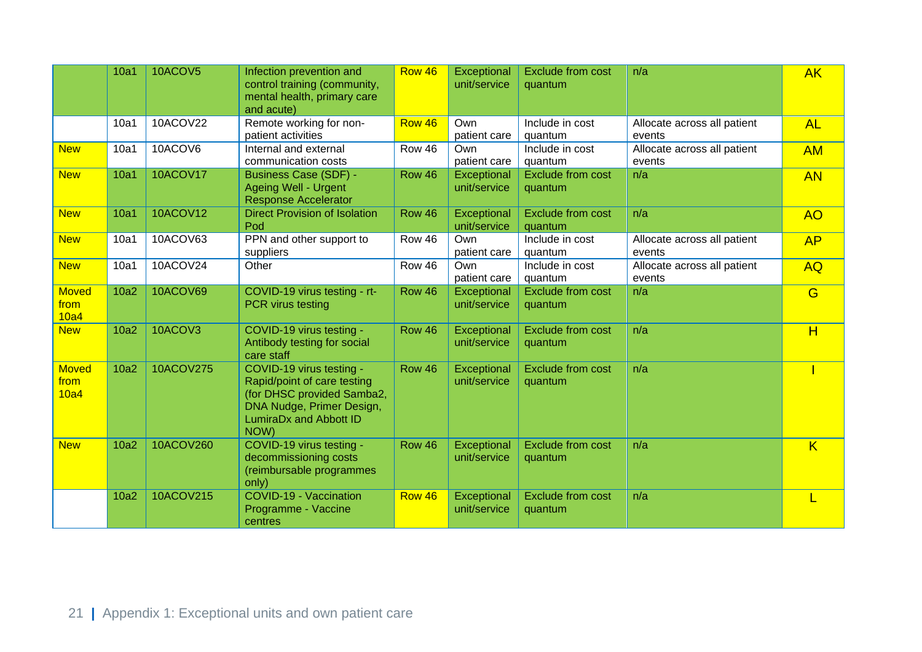| | 10a1 | 10ACOV5 | Infection prevention and control training (community, mental health, primary care and acute) | Row 46 | Exceptional unit/service | Exclude from cost quantum | n/a | AK |
|---|---|---|---|---|---|---|---|---|
| | 10a1 | 10ACOV22 | Remote working for non-patient activities | Row 46 | Own patient care | Include in cost quantum | Allocate across all patient events | AL |
| New | 10a1 | 10ACOV6 | Internal and external communication costs | Row 46 | Own patient care | Include in cost quantum | Allocate across all patient events | AM |
| New | 10a1 | 10ACOV17 | Business Case (SDF) - Ageing Well - Urgent Response Accelerator | Row 46 | Exceptional unit/service | Exclude from cost quantum | n/a | AN |
| New | 10a1 | 10ACOV12 | Direct Provision of Isolation Pod | Row 46 | Exceptional unit/service | Exclude from cost quantum | n/a | AO |
| New | 10a1 | 10ACOV63 | PPN and other support to suppliers | Row 46 | Own patient care | Include in cost quantum | Allocate across all patient events | AP |
| New | 10a1 | 10ACOV24 | Other | Row 46 | Own patient care | Include in cost quantum | Allocate across all patient events | AQ |
| Moved from 10a4 | 10a2 | 10ACOV69 | COVID-19 virus testing - rt-PCR virus testing | Row 46 | Exceptional unit/service | Exclude from cost quantum | n/a | G |
| New | 10a2 | 10ACOV3 | COVID-19 virus testing - Antibody testing for social care staff | Row 46 | Exceptional unit/service | Exclude from cost quantum | n/a | H |
| Moved from 10a4 | 10a2 | 10ACOV275 | COVID-19 virus testing - Rapid/point of care testing (for DHSC provided Samba2, DNA Nudge, Primer Design, LumiraDx and Abbott ID NOW) | Row 46 | Exceptional unit/service | Exclude from cost quantum | n/a | I |
| New | 10a2 | 10ACOV260 | COVID-19 virus testing - decommissioning costs (reimbursable programmes only) | Row 46 | Exceptional unit/service | Exclude from cost quantum | n/a | K |
| | 10a2 | 10ACOV215 | COVID-19 - Vaccination Programme - Vaccine centres | Row 46 | Exceptional unit/service | Exclude from cost quantum | n/a | L |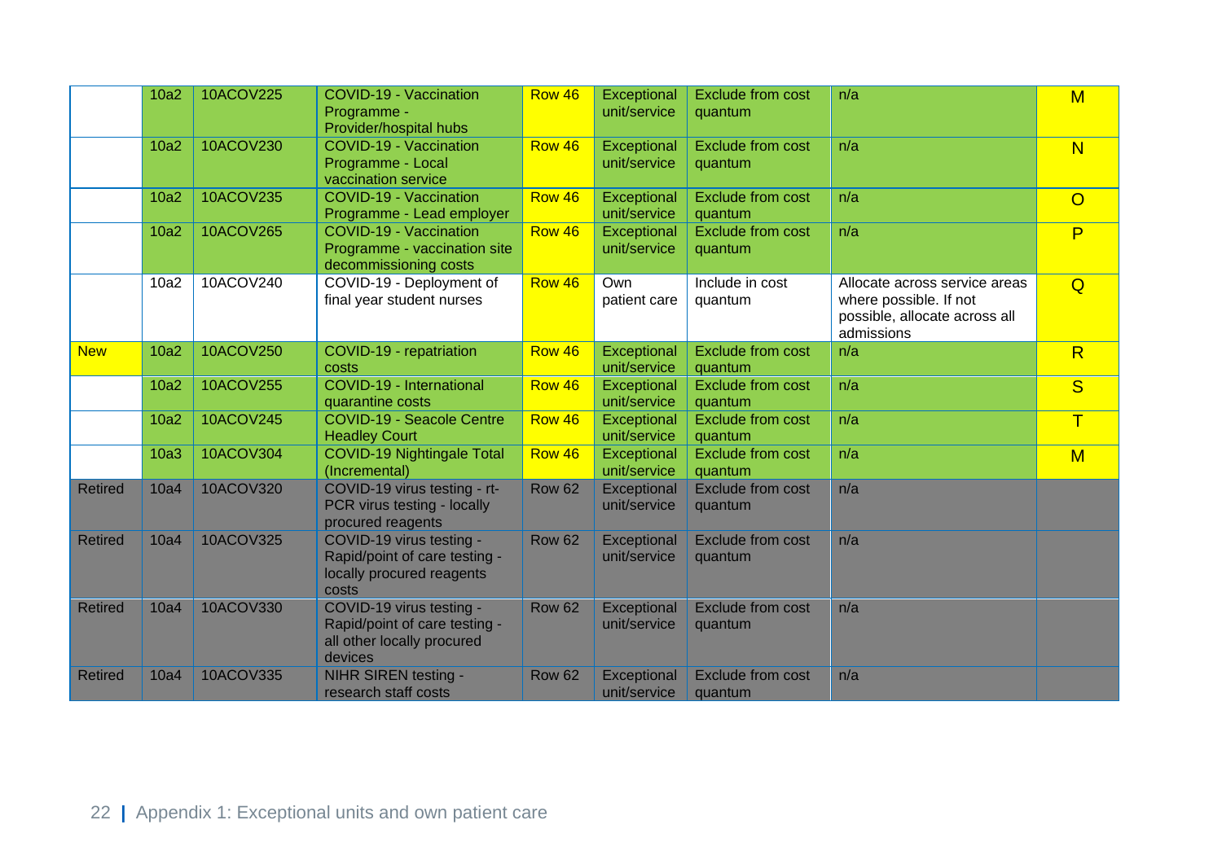| | | | | | | | | |
|---|---|---|---|---|---|---|---|---|
| | 10a2 | 10ACOV225 | COVID-19 - Vaccination Programme - Provider/hospital hubs | Row 46 | Exceptional unit/service | Exclude from cost quantum | n/a | M |
| | 10a2 | 10ACOV230 | COVID-19 - Vaccination Programme - Local vaccination service | Row 46 | Exceptional unit/service | Exclude from cost quantum | n/a | N |
| | 10a2 | 10ACOV235 | COVID-19 - Vaccination Programme - Lead employer | Row 46 | Exceptional unit/service | Exclude from cost quantum | n/a | O |
| | 10a2 | 10ACOV265 | COVID-19 - Vaccination Programme - vaccination site decommissioning costs | Row 46 | Exceptional unit/service | Exclude from cost quantum | n/a | P |
| | 10a2 | 10ACOV240 | COVID-19 - Deployment of final year student nurses | Row 46 | Own patient care | Include in cost quantum | Allocate across service areas where possible. If not possible, allocate across all admissions | Q |
| New | 10a2 | 10ACOV250 | COVID-19 - repatriation costs | Row 46 | Exceptional unit/service | Exclude from cost quantum | n/a | R |
| | 10a2 | 10ACOV255 | COVID-19 - International quarantine costs | Row 46 | Exceptional unit/service | Exclude from cost quantum | n/a | S |
| | 10a2 | 10ACOV245 | COVID-19 - Seacole Centre Headley Court | Row 46 | Exceptional unit/service | Exclude from cost quantum | n/a | T |
| | 10a3 | 10ACOV304 | COVID-19 Nightingale Total (Incremental) | Row 46 | Exceptional unit/service | Exclude from cost quantum | n/a | M |
| Retired | 10a4 | 10ACOV320 | COVID-19 virus testing - rt-PCR virus testing - locally procured reagents | Row 62 | Exceptional unit/service | Exclude from cost quantum | n/a | |
| Retired | 10a4 | 10ACOV325 | COVID-19 virus testing - Rapid/point of care testing - locally procured reagents costs | Row 62 | Exceptional unit/service | Exclude from cost quantum | n/a | |
| Retired | 10a4 | 10ACOV330 | COVID-19 virus testing - Rapid/point of care testing - all other locally procured devices | Row 62 | Exceptional unit/service | Exclude from cost quantum | n/a | |
| Retired | 10a4 | 10ACOV335 | NIHR SIREN testing - research staff costs | Row 62 | Exceptional unit/service | Exclude from cost quantum | n/a | |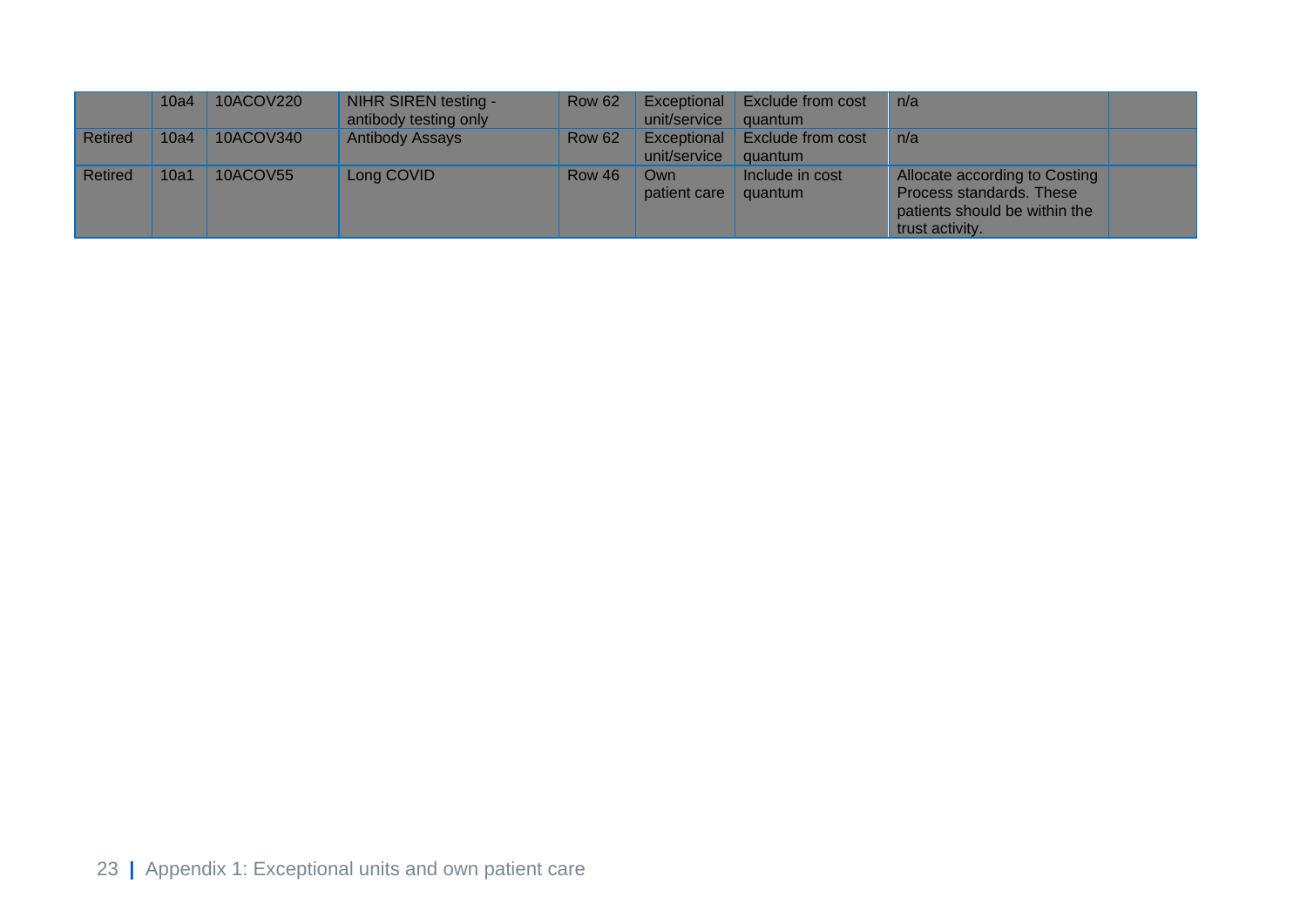|  |  |  |  |  |  |  |  |  |
|---|---|---|---|---|---|---|---|---|
|  | 10a4 | 10ACOV220 | NIHR SIREN testing - antibody testing only | Row 62 | Exceptional unit/service | Exclude from cost quantum | n/a |  |
| Retired | 10a4 | 10ACOV340 | Antibody Assays | Row 62 | Exceptional unit/service | Exclude from cost quantum | n/a |  |
| Retired | 10a1 | 10ACOV55 | Long COVID | Row 46 | Own patient care | Include in cost quantum | Allocate according to Costing Process standards. These patients should be within the trust activity. |  |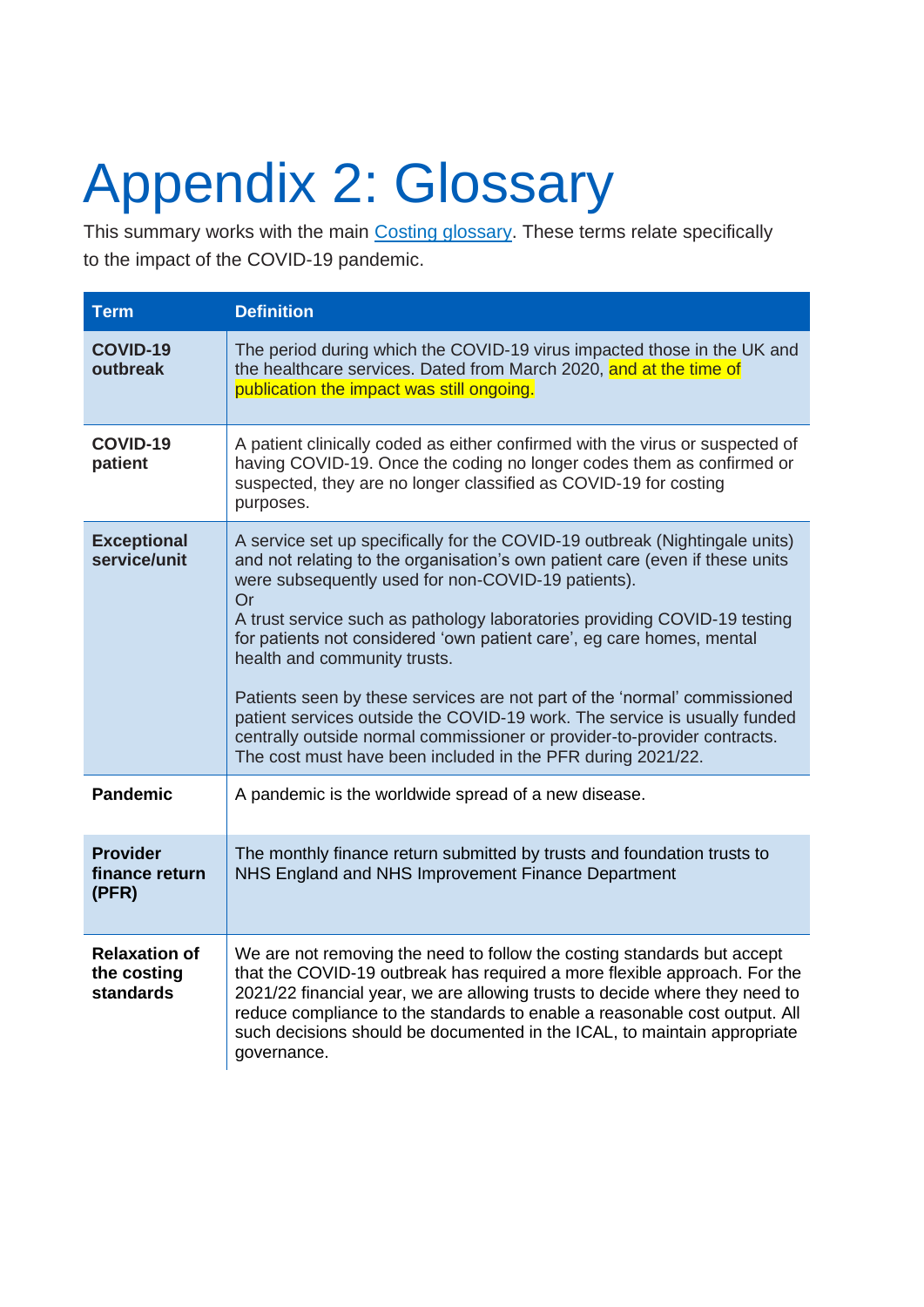# Appendix 2: Glossary

This summary works with the main Costing glossary. These terms relate specifically to the impact of the COVID-19 pandemic.

| Term | Definition |
|---|---|
| **COVID-19 outbreak** | The period during which the COVID-19 virus impacted those in the UK and the healthcare services. Dated from March 2020, and at the time of publication the impact was still ongoing. |
| **COVID-19 patient** | A patient clinically coded as either confirmed with the virus or suspected of having COVID-19. Once the coding no longer codes them as confirmed or suspected, they are no longer classified as COVID-19 for costing purposes. |
| **Exceptional service/unit** | A service set up specifically for the COVID-19 outbreak (Nightingale units) and not relating to the organisation's own patient care (even if these units were subsequently used for non-COVID-19 patients).<br>Or<br>A trust service such as pathology laboratories providing COVID-19 testing for patients not considered 'own patient care', eg care homes, mental health and community trusts.<br><br>Patients seen by these services are not part of the 'normal' commissioned patient services outside the COVID-19 work. The service is usually funded centrally outside normal commissioner or provider-to-provider contracts. The cost must have been included in the PFR during 2021/22. |
| **Pandemic** | A pandemic is the worldwide spread of a new disease. |
| **Provider finance return (PFR)** | The monthly finance return submitted by trusts and foundation trusts to NHS England and NHS Improvement Finance Department |
| **Relaxation of the costing standards** | We are not removing the need to follow the costing standards but accept that the COVID-19 outbreak has required a more flexible approach. For the 2021/22 financial year, we are allowing trusts to decide where they need to reduce compliance to the standards to enable a reasonable cost output. All such decisions should be documented in the ICAL, to maintain appropriate governance. |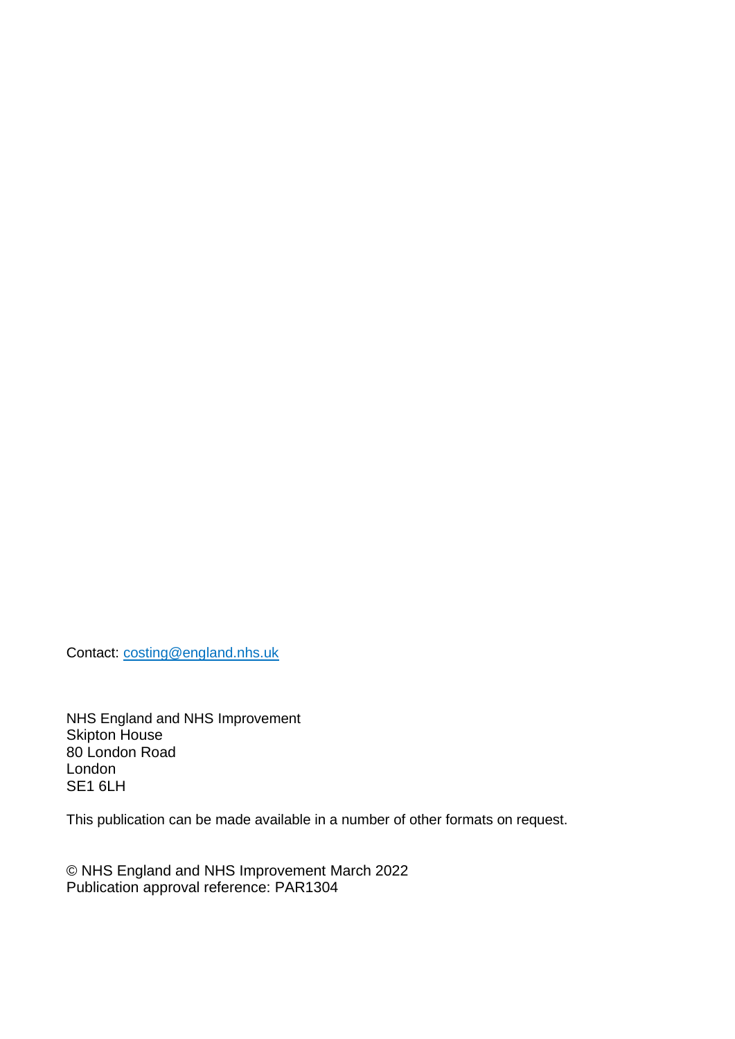Contact: [costing@england.nhs.uk](mailto:costing@england.nhs.uk)

NHS England and NHS Improvement
Skipton House
80 London Road
London
SE1 6LH

This publication can be made available in a number of other formats on request.

© NHS England and NHS Improvement March 2022
Publication approval reference: PAR1304